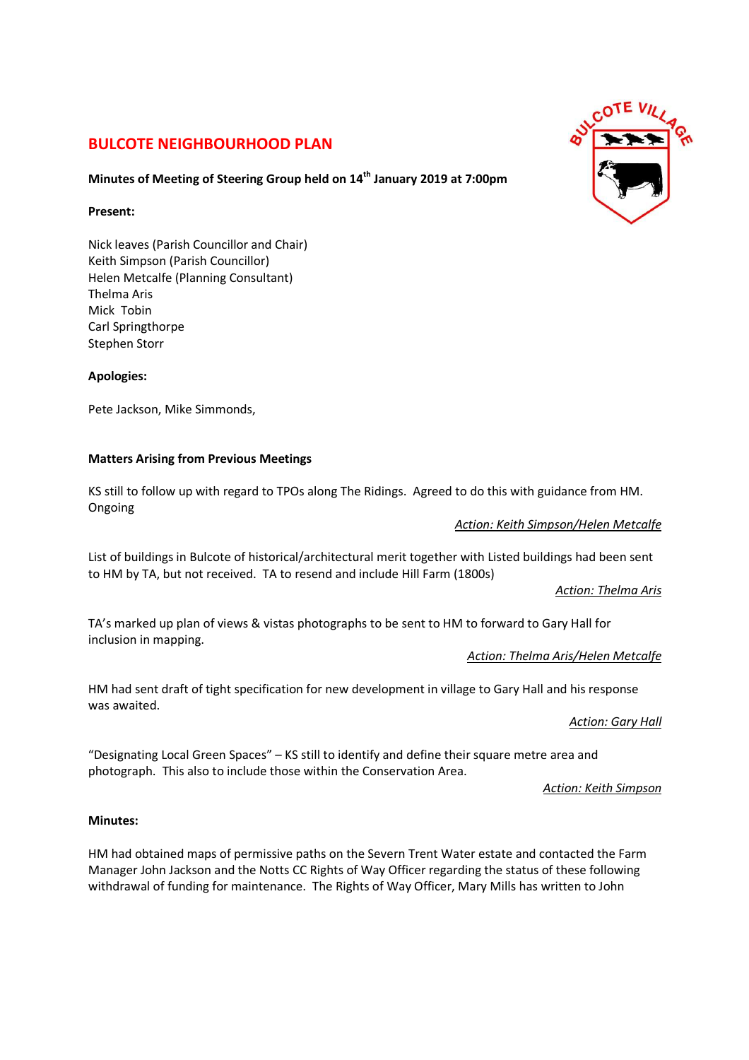# BULCOTE NEIGHBOURHOOD PLAN

**Minutes of Meeting of Steering Group held on 14th January 2019 at 7:00pm**

**Present:**

Nick leaves (Parish Councillor and Chair)
Keith Simpson (Parish Councillor)
Helen Metcalfe (Planning Consultant)
Thelma Aris
Mick Tobin
Carl Springthorpe
Stephen Storr

**Apologies:**

Pete Jackson, Mike Simmonds,

**Matters Arising from Previous Meetings**

KS still to follow up with regard to TPOs along The Ridings. Agreed to do this with guidance from HM. Ongoing

*Action: Keith Simpson/Helen Metcalfe*

List of buildings in Bulcote of historical/architectural merit together with Listed buildings had been sent to HM by TA, but not received. TA to resend and include Hill Farm (1800s)

*Action: Thelma Aris*

TA's marked up plan of views & vistas photographs to be sent to HM to forward to Gary Hall for inclusion in mapping.

*Action: Thelma Aris/Helen Metcalfe*

HM had sent draft of tight specification for new development in village to Gary Hall and his response was awaited.

*Action: Gary Hall*

"Designating Local Green Spaces" – KS still to identify and define their square metre area and photograph. This also to include those within the Conservation Area.

*Action: Keith Simpson*

**Minutes:**

HM had obtained maps of permissive paths on the Severn Trent Water estate and contacted the Farm Manager John Jackson and the Notts CC Rights of Way Officer regarding the status of these following withdrawal of funding for maintenance. The Rights of Way Officer, Mary Mills has written to John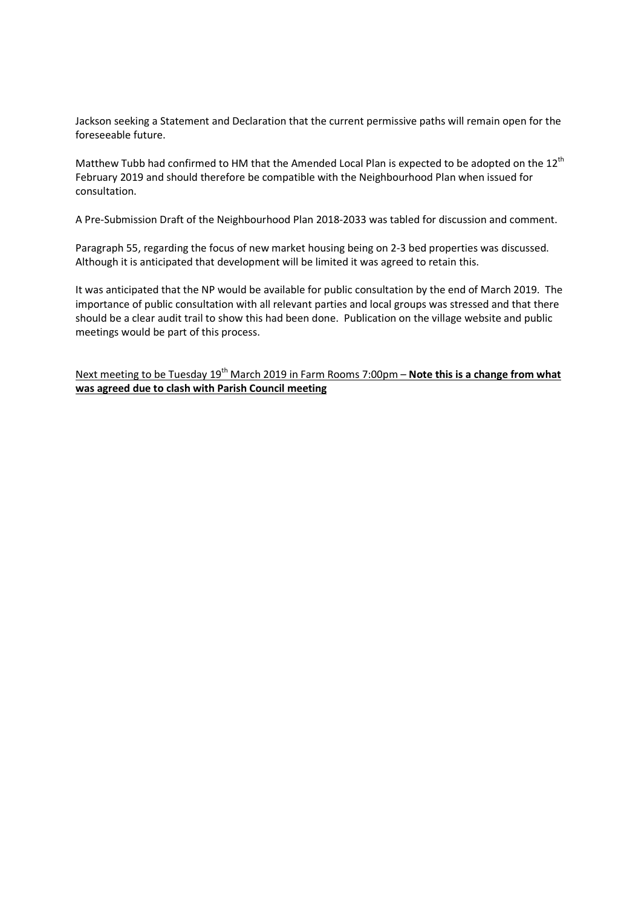Jackson seeking a Statement and Declaration that the current permissive paths will remain open for the foreseeable future.

Matthew Tubb had confirmed to HM that the Amended Local Plan is expected to be adopted on the 12th February 2019 and should therefore be compatible with the Neighbourhood Plan when issued for consultation.

A Pre-Submission Draft of the Neighbourhood Plan 2018-2033 was tabled for discussion and comment.

Paragraph 55, regarding the focus of new market housing being on 2-3 bed properties was discussed. Although it is anticipated that development will be limited it was agreed to retain this.

It was anticipated that the NP would be available for public consultation by the end of March 2019. The importance of public consultation with all relevant parties and local groups was stressed and that there should be a clear audit trail to show this had been done. Publication on the village website and public meetings would be part of this process.

Next meeting to be Tuesday 19th March 2019 in Farm Rooms 7:00pm – **Note this is a change from what was agreed due to clash with Parish Council meeting**